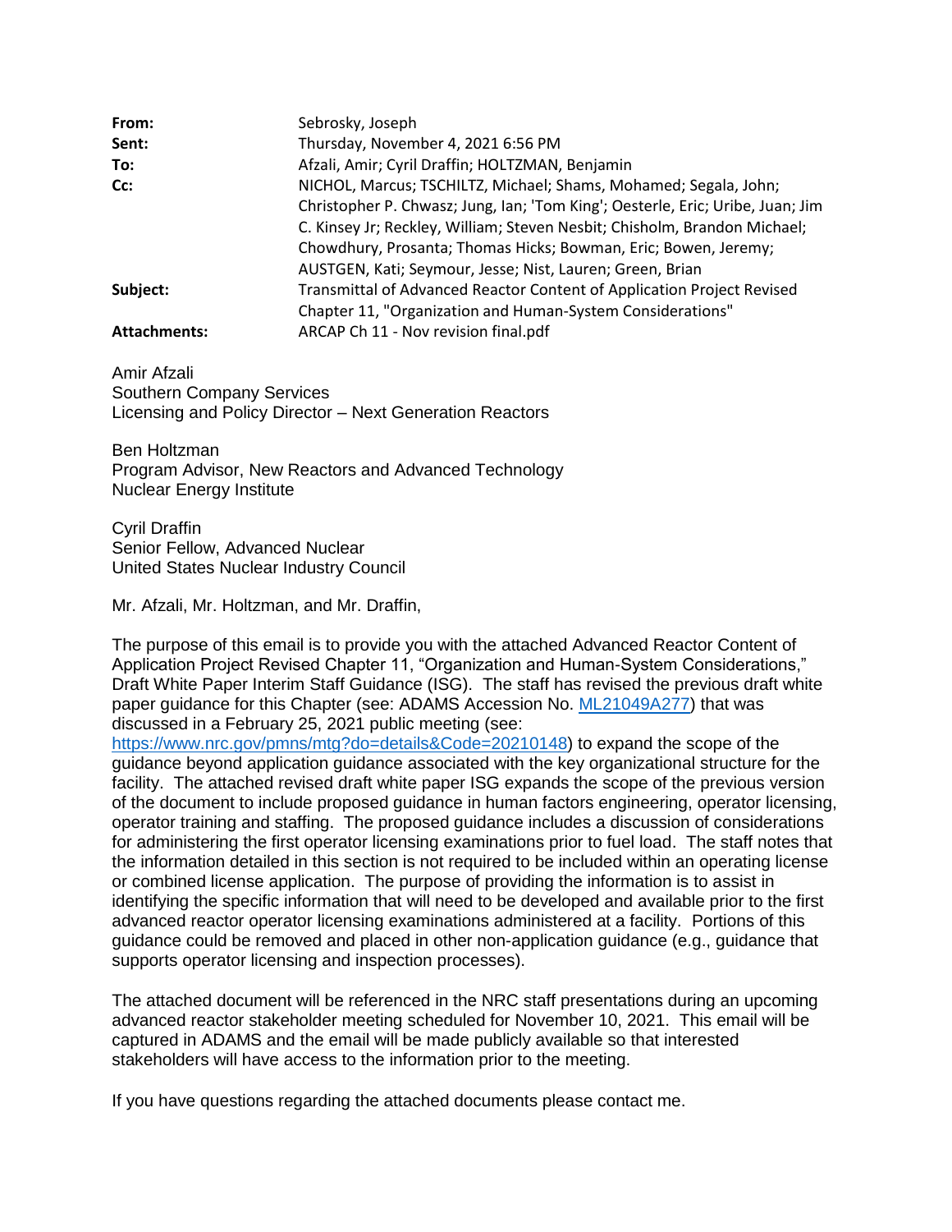| | |
|---|---|
| **From:** | Sebrosky, Joseph |
| **Sent:** | Thursday, November 4, 2021 6:56 PM |
| **To:** | Afzali, Amir; Cyril Draffin; HOLTZMAN, Benjamin |
| **Cc:** | NICHOL, Marcus; TSCHILTZ, Michael; Shams, Mohamed; Segala, John; Christopher P. Chwasz; Jung, Ian; 'Tom King'; Oesterle, Eric; Uribe, Juan; Jim C. Kinsey Jr; Reckley, William; Steven Nesbit; Chisholm, Brandon Michael; Chowdhury, Prosanta; Thomas Hicks; Bowman, Eric; Bowen, Jeremy; AUSTGEN, Kati; Seymour, Jesse; Nist, Lauren; Green, Brian |
| **Subject:** | Transmittal of Advanced Reactor Content of Application Project Revised Chapter 11, "Organization and Human-System Considerations" |
| **Attachments:** | ARCAP Ch 11 - Nov revision final.pdf |

Amir Afzali
Southern Company Services
Licensing and Policy Director – Next Generation Reactors

Ben Holtzman
Program Advisor, New Reactors and Advanced Technology
Nuclear Energy Institute

Cyril Draffin
Senior Fellow, Advanced Nuclear
United States Nuclear Industry Council

Mr. Afzali, Mr. Holtzman, and Mr. Draffin,

The purpose of this email is to provide you with the attached Advanced Reactor Content of Application Project Revised Chapter 11, "Organization and Human-System Considerations," Draft White Paper Interim Staff Guidance (ISG). The staff has revised the previous draft white paper guidance for this Chapter (see: ADAMS Accession No. ML21049A277) that was discussed in a February 25, 2021 public meeting (see: https://www.nrc.gov/pmns/mtg?do=details&Code=20210148) to expand the scope of the guidance beyond application guidance associated with the key organizational structure for the facility. The attached revised draft white paper ISG expands the scope of the previous version of the document to include proposed guidance in human factors engineering, operator licensing, operator training and staffing. The proposed guidance includes a discussion of considerations for administering the first operator licensing examinations prior to fuel load. The staff notes that the information detailed in this section is not required to be included within an operating license or combined license application. The purpose of providing the information is to assist in identifying the specific information that will need to be developed and available prior to the first advanced reactor operator licensing examinations administered at a facility. Portions of this guidance could be removed and placed in other non-application guidance (e.g., guidance that supports operator licensing and inspection processes).

The attached document will be referenced in the NRC staff presentations during an upcoming advanced reactor stakeholder meeting scheduled for November 10, 2021. This email will be captured in ADAMS and the email will be made publicly available so that interested stakeholders will have access to the information prior to the meeting.

If you have questions regarding the attached documents please contact me.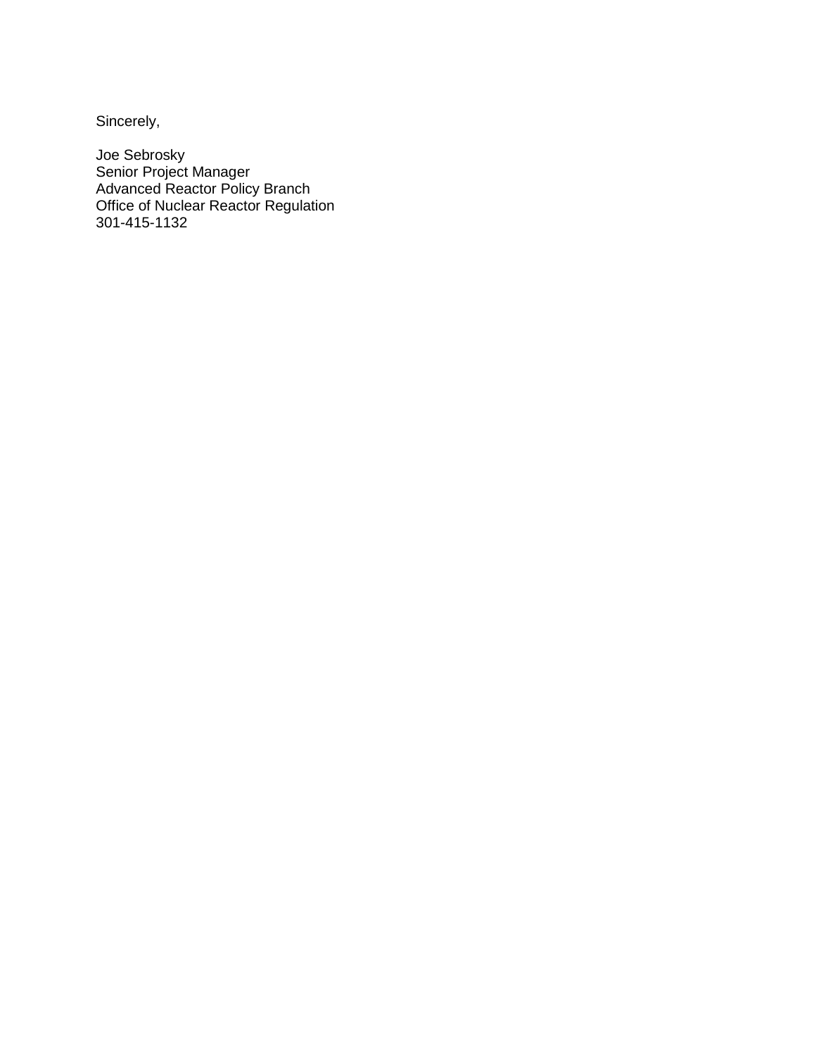Sincerely,

Joe Sebrosky  
Senior Project Manager  
Advanced Reactor Policy Branch  
Office of Nuclear Reactor Regulation  
301-415-1132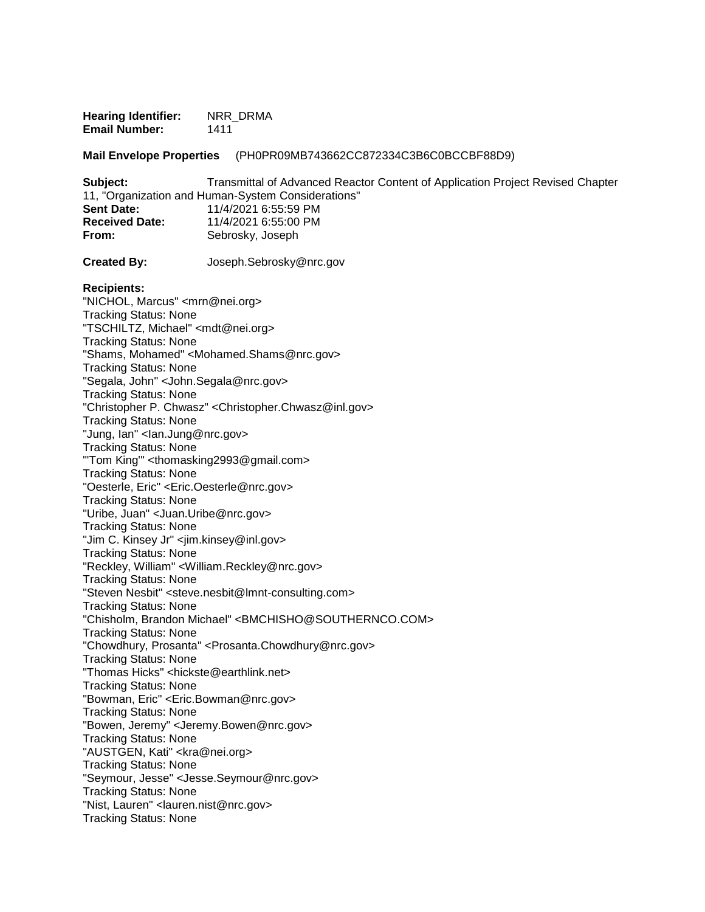**Hearing Identifier:** NRR_DRMA
**Email Number:** 1411

**Mail Envelope Properties** (PH0PR09MB743662CC872334C3B6C0BCCBF88D9)

**Subject:** Transmittal of Advanced Reactor Content of Application Project Revised Chapter 11, "Organization and Human-System Considerations"
**Sent Date:** 11/4/2021 6:55:59 PM
**Received Date:** 11/4/2021 6:55:00 PM
**From:** Sebrosky, Joseph

**Created By:** Joseph.Sebrosky@nrc.gov

**Recipients:**
"NICHOL, Marcus" <mrn@nei.org>
Tracking Status: None
"TSCHILTZ, Michael" <mdt@nei.org>
Tracking Status: None
"Shams, Mohamed" <Mohamed.Shams@nrc.gov>
Tracking Status: None
"Segala, John" <John.Segala@nrc.gov>
Tracking Status: None
"Christopher P. Chwasz" <Christopher.Chwasz@inl.gov>
Tracking Status: None
"Jung, Ian" <Ian.Jung@nrc.gov>
Tracking Status: None
"'Tom King'" <thomasking2993@gmail.com>
Tracking Status: None
"Oesterle, Eric" <Eric.Oesterle@nrc.gov>
Tracking Status: None
"Uribe, Juan" <Juan.Uribe@nrc.gov>
Tracking Status: None
"Jim C. Kinsey Jr" <jim.kinsey@inl.gov>
Tracking Status: None
"Reckley, William" <William.Reckley@nrc.gov>
Tracking Status: None
"Steven Nesbit" <steve.nesbit@lmnt-consulting.com>
Tracking Status: None
"Chisholm, Brandon Michael" <BMCHISHO@SOUTHERNCO.COM>
Tracking Status: None
"Chowdhury, Prosanta" <Prosanta.Chowdhury@nrc.gov>
Tracking Status: None
"Thomas Hicks" <hickste@earthlink.net>
Tracking Status: None
"Bowman, Eric" <Eric.Bowman@nrc.gov>
Tracking Status: None
"Bowen, Jeremy" <Jeremy.Bowen@nrc.gov>
Tracking Status: None
"AUSTGEN, Kati" <kra@nei.org>
Tracking Status: None
"Seymour, Jesse" <Jesse.Seymour@nrc.gov>
Tracking Status: None
"Nist, Lauren" <lauren.nist@nrc.gov>
Tracking Status: None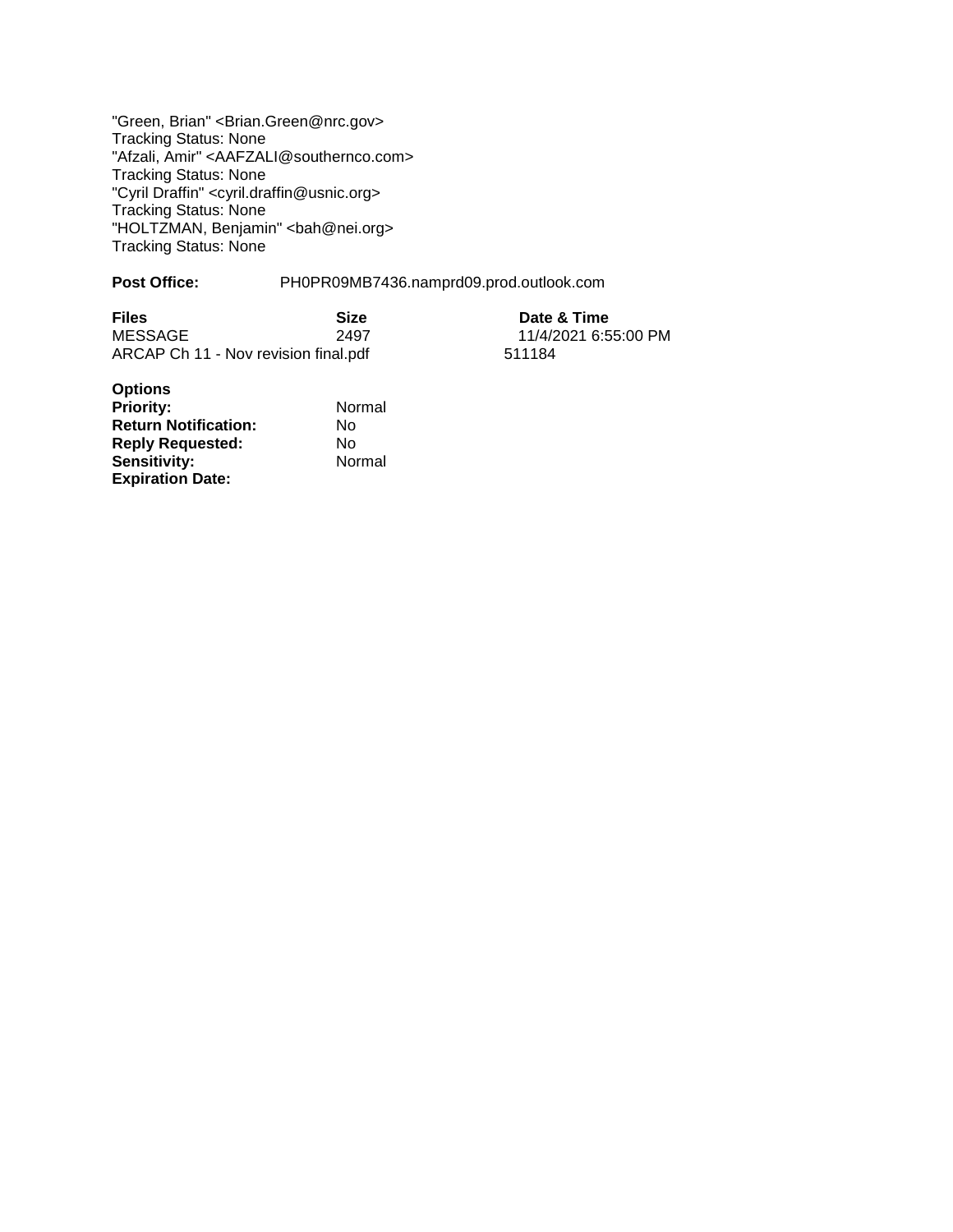"Green, Brian" <Brian.Green@nrc.gov>
Tracking Status: None
"Afzali, Amir" <AAFZALI@southernco.com>
Tracking Status: None
"Cyril Draffin" <cyril.draffin@usnic.org>
Tracking Status: None
"HOLTZMAN, Benjamin" <bah@nei.org>
Tracking Status: None

**Post Office:** PH0PR09MB7436.namprd09.prod.outlook.com

| **Files** | **Size** | **Date & Time** |
| --- | --- | --- |
| MESSAGE | 2497 | 11/4/2021 6:55:00 PM |
| ARCAP Ch 11 - Nov revision final.pdf | 511184 | |

**Options**

| | |
| --- | --- |
| **Priority:** | Normal |
| **Return Notification:** | No |
| **Reply Requested:** | No |
| **Sensitivity:** | Normal |
| **Expiration Date:** | |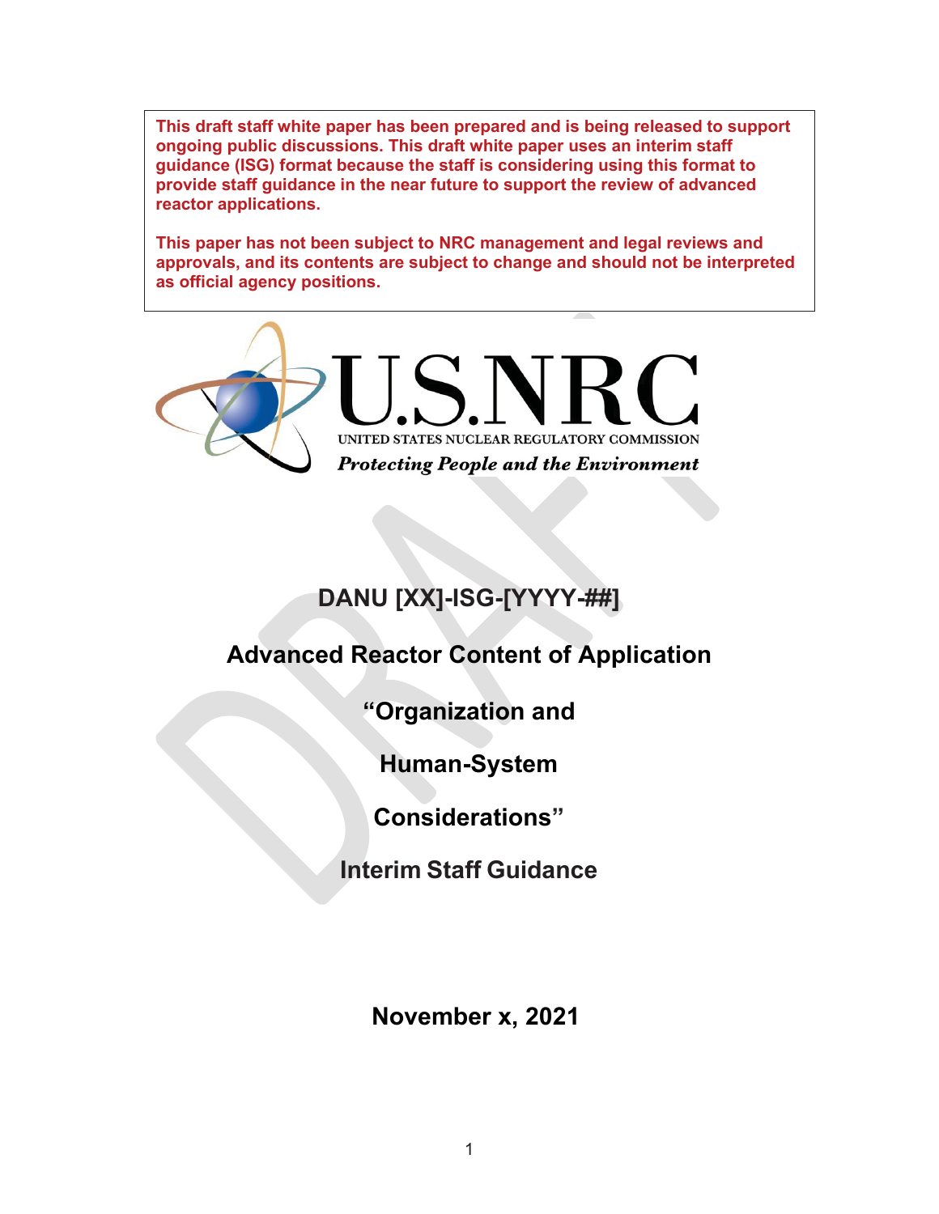**This draft staff white paper has been prepared and is being released to support ongoing public discussions. This draft white paper uses an interim staff guidance (ISG) format because the staff is considering using this format to provide staff guidance in the near future to support the review of advanced reactor applications.**

**This paper has not been subject to NRC management and legal reviews and approvals, and its contents are subject to change and should not be interpreted as official agency positions.**

U.S.NRC

UNITED STATES NUCLEAR REGULATORY COMMISSION

*Protecting People and the Environment*

# DANU [XX]-ISG-[YYYY-##]

# Advanced Reactor Content of Application

# "Organization and Human-System Considerations"

# Interim Staff Guidance

**November x, 2021**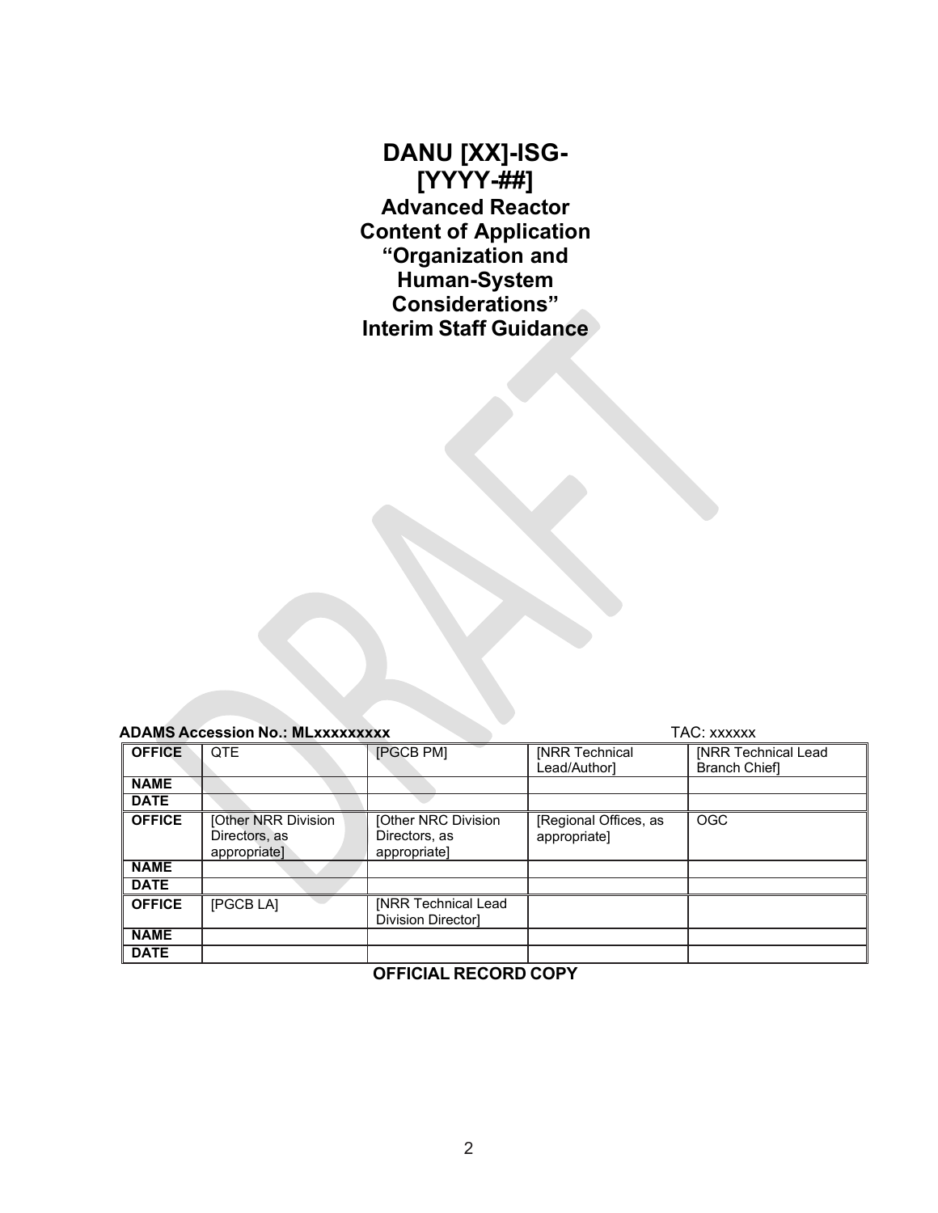# DANU [XX]-ISG-[YYYY-##]
## Advanced Reactor Content of Application "Organization and Human-System Considerations" Interim Staff Guidance

**ADAMS Accession No.: MLxxxxxxxxx** TAC: xxxxxx

| OFFICE | QTE | [PGCB PM] | [NRR Technical Lead/Author] | [NRR Technical Lead Branch Chief] |
|---|---|---|---|---|
| NAME | | | | |
| DATE | | | | |
| OFFICE | [Other NRR Division Directors, as appropriate] | [Other NRC Division Directors, as appropriate] | [Regional Offices, as appropriate] | OGC |
| NAME | | | | |
| DATE | | | | |
| OFFICE | [PGCB LA] | [NRR Technical Lead Division Director] | | |
| NAME | | | | |
| DATE | | | | |

**OFFICIAL RECORD COPY**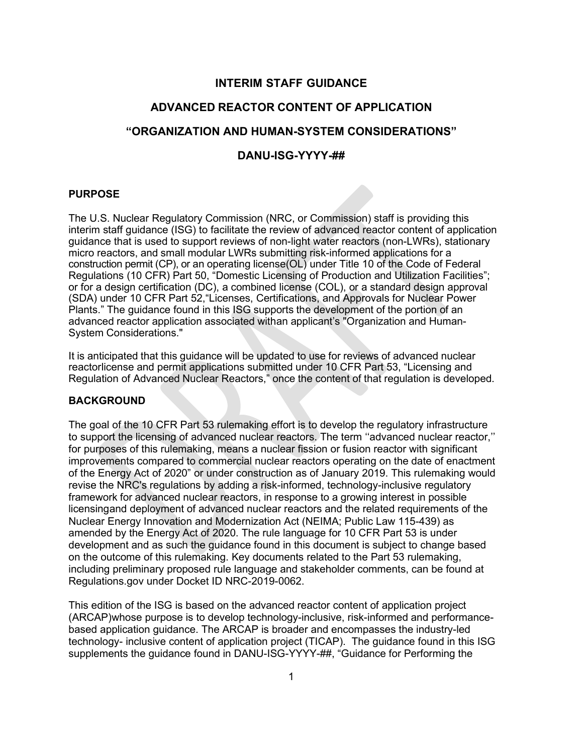# INTERIM STAFF GUIDANCE

# ADVANCED REACTOR CONTENT OF APPLICATION

# "ORGANIZATION AND HUMAN-SYSTEM CONSIDERATIONS"

# DANU-ISG-YYYY-##

## PURPOSE

The U.S. Nuclear Regulatory Commission (NRC, or Commission) staff is providing this interim staff guidance (ISG) to facilitate the review of advanced reactor content of application guidance that is used to support reviews of non-light water reactors (non-LWRs), stationary micro reactors, and small modular LWRs submitting risk-informed applications for a construction permit (CP), or an operating license(OL) under Title 10 of the Code of Federal Regulations (10 CFR) Part 50, "Domestic Licensing of Production and Utilization Facilities"; or for a design certification (DC), a combined license (COL), or a standard design approval (SDA) under 10 CFR Part 52,"Licenses, Certifications, and Approvals for Nuclear Power Plants." The guidance found in this ISG supports the development of the portion of an advanced reactor application associated withan applicant's "Organization and Human-System Considerations."

It is anticipated that this guidance will be updated to use for reviews of advanced nuclear reactorlicense and permit applications submitted under 10 CFR Part 53, "Licensing and Regulation of Advanced Nuclear Reactors," once the content of that regulation is developed.

## BACKGROUND

The goal of the 10 CFR Part 53 rulemaking effort is to develop the regulatory infrastructure to support the licensing of advanced nuclear reactors. The term ''advanced nuclear reactor,'' for purposes of this rulemaking, means a nuclear fission or fusion reactor with significant improvements compared to commercial nuclear reactors operating on the date of enactment of the Energy Act of 2020" or under construction as of January 2019. This rulemaking would revise the NRC's regulations by adding a risk-informed, technology-inclusive regulatory framework for advanced nuclear reactors, in response to a growing interest in possible licensingand deployment of advanced nuclear reactors and the related requirements of the Nuclear Energy Innovation and Modernization Act (NEIMA; Public Law 115-439) as amended by the Energy Act of 2020. The rule language for 10 CFR Part 53 is under development and as such the guidance found in this document is subject to change based on the outcome of this rulemaking. Key documents related to the Part 53 rulemaking, including preliminary proposed rule language and stakeholder comments, can be found at Regulations.gov under Docket ID NRC-2019-0062.

This edition of the ISG is based on the advanced reactor content of application project (ARCAP)whose purpose is to develop technology-inclusive, risk-informed and performance-based application guidance. The ARCAP is broader and encompasses the industry-led technology- inclusive content of application project (TICAP). The guidance found in this ISG supplements the guidance found in DANU-ISG-YYYY-##, "Guidance for Performing the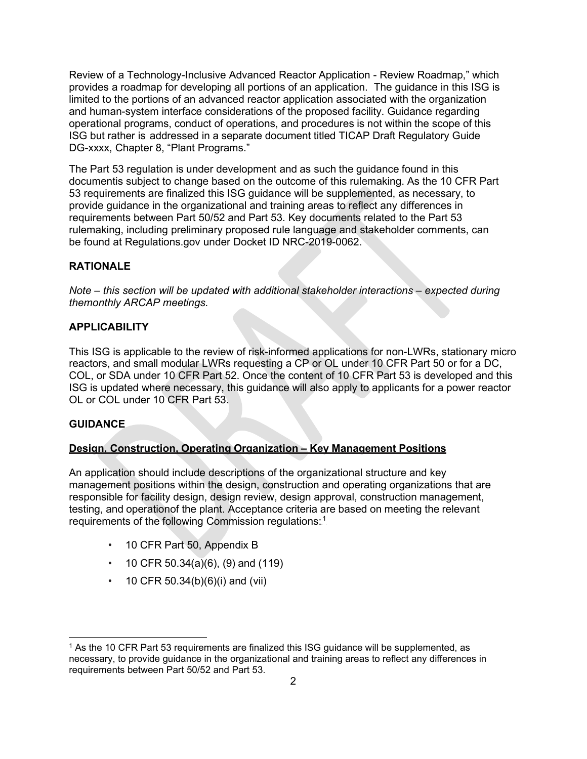Review of a Technology-Inclusive Advanced Reactor Application - Review Roadmap," which provides a roadmap for developing all portions of an application. The guidance in this ISG is limited to the portions of an advanced reactor application associated with the organization and human-system interface considerations of the proposed facility. Guidance regarding operational programs, conduct of operations, and procedures is not within the scope of this ISG but rather is addressed in a separate document titled TICAP Draft Regulatory Guide DG-xxxx, Chapter 8, "Plant Programs."

The Part 53 regulation is under development and as such the guidance found in this documentis subject to change based on the outcome of this rulemaking. As the 10 CFR Part 53 requirements are finalized this ISG guidance will be supplemented, as necessary, to provide guidance in the organizational and training areas to reflect any differences in requirements between Part 50/52 and Part 53. Key documents related to the Part 53 rulemaking, including preliminary proposed rule language and stakeholder comments, can be found at Regulations.gov under Docket ID NRC-2019-0062.

## RATIONALE

*Note – this section will be updated with additional stakeholder interactions – expected during themonthly ARCAP meetings.*

## APPLICABILITY

This ISG is applicable to the review of risk-informed applications for non-LWRs, stationary micro reactors, and small modular LWRs requesting a CP or OL under 10 CFR Part 50 or for a DC, COL, or SDA under 10 CFR Part 52. Once the content of 10 CFR Part 53 is developed and this ISG is updated where necessary, this guidance will also apply to applicants for a power reactor OL or COL under 10 CFR Part 53.

## GUIDANCE

### Design, Construction, Operating Organization – Key Management Positions

An application should include descriptions of the organizational structure and key management positions within the design, construction and operating organizations that are responsible for facility design, design review, design approval, construction management, testing, and operationof the plant. Acceptance criteria are based on meeting the relevant requirements of the following Commission regulations:[1]

- 10 CFR Part 50, Appendix B
- 10 CFR 50.34(a)(6), (9) and (119)
- 10 CFR 50.34(b)(6)(i) and (vii)

[1] As the 10 CFR Part 53 requirements are finalized this ISG guidance will be supplemented, as necessary, to provide guidance in the organizational and training areas to reflect any differences in requirements between Part 50/52 and Part 53.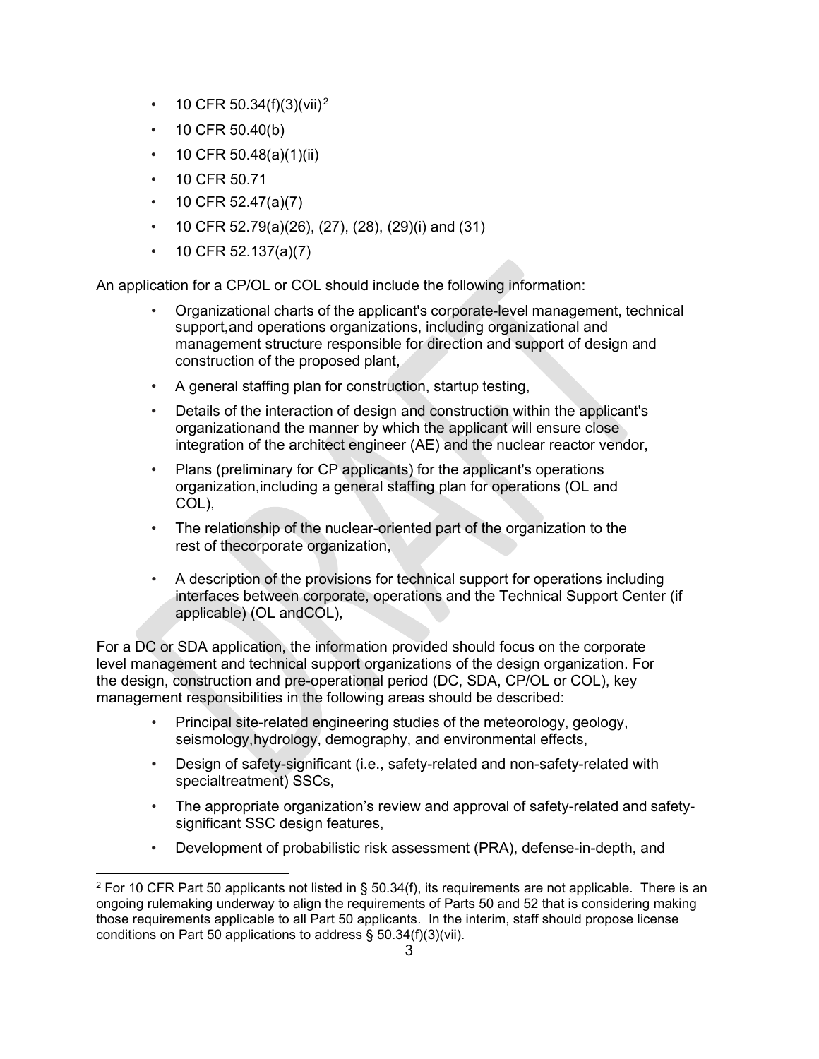- 10 CFR 50.34(f)(3)(vii)[2]
- 10 CFR 50.40(b)
- 10 CFR 50.48(a)(1)(ii)
- 10 CFR 50.71
- 10 CFR 52.47(a)(7)
- 10 CFR 52.79(a)(26), (27), (28), (29)(i) and (31)
- 10 CFR 52.137(a)(7)

An application for a CP/OL or COL should include the following information:

- Organizational charts of the applicant's corporate-level management, technical support,and operations organizations, including organizational and management structure responsible for direction and support of design and construction of the proposed plant,
- A general staffing plan for construction, startup testing,
- Details of the interaction of design and construction within the applicant's organizationand the manner by which the applicant will ensure close integration of the architect engineer (AE) and the nuclear reactor vendor,
- Plans (preliminary for CP applicants) for the applicant's operations organization,including a general staffing plan for operations (OL and COL),
- The relationship of the nuclear-oriented part of the organization to the rest of thecorporate organization,
- A description of the provisions for technical support for operations including interfaces between corporate, operations and the Technical Support Center (if applicable) (OL andCOL),

For a DC or SDA application, the information provided should focus on the corporate level management and technical support organizations of the design organization. For the design, construction and pre-operational period (DC, SDA, CP/OL or COL), key management responsibilities in the following areas should be described:

- Principal site-related engineering studies of the meteorology, geology, seismology,hydrology, demography, and environmental effects,
- Design of safety-significant (i.e., safety-related and non-safety-related with specialtreatment) SSCs,
- The appropriate organization's review and approval of safety-related and safety-significant SSC design features,
- Development of probabilistic risk assessment (PRA), defense-in-depth, and

[2] For 10 CFR Part 50 applicants not listed in § 50.34(f), its requirements are not applicable. There is an ongoing rulemaking underway to align the requirements of Parts 50 and 52 that is considering making those requirements applicable to all Part 50 applicants. In the interim, staff should propose license conditions on Part 50 applications to address § 50.34(f)(3)(vii).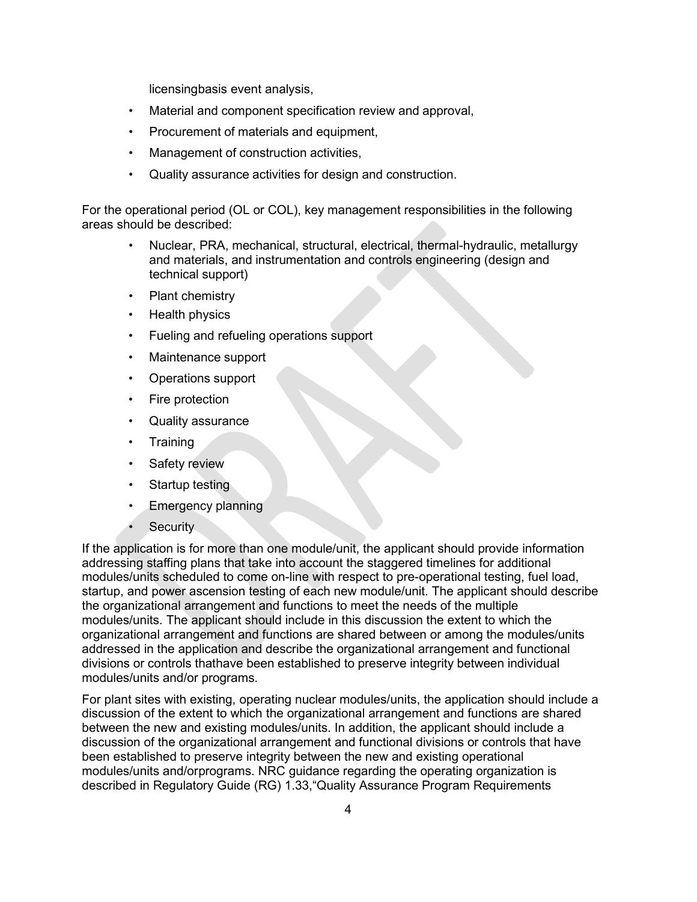licensingbasis event analysis,

- Material and component specification review and approval,
- Procurement of materials and equipment,
- Management of construction activities,
- Quality assurance activities for design and construction.

For the operational period (OL or COL), key management responsibilities in the following areas should be described:

- Nuclear, PRA, mechanical, structural, electrical, thermal-hydraulic, metallurgy and materials, and instrumentation and controls engineering (design and technical support)
- Plant chemistry
- Health physics
- Fueling and refueling operations support
- Maintenance support
- Operations support
- Fire protection
- Quality assurance
- Training
- Safety review
- Startup testing
- Emergency planning
- Security

If the application is for more than one module/unit, the applicant should provide information addressing staffing plans that take into account the staggered timelines for additional modules/units scheduled to come on-line with respect to pre-operational testing, fuel load, startup, and power ascension testing of each new module/unit. The applicant should describe the organizational arrangement and functions to meet the needs of the multiple modules/units. The applicant should include in this discussion the extent to which the organizational arrangement and functions are shared between or among the modules/units addressed in the application and describe the organizational arrangement and functional divisions or controls thathave been established to preserve integrity between individual modules/units and/or programs.

For plant sites with existing, operating nuclear modules/units, the application should include a discussion of the extent to which the organizational arrangement and functions are shared between the new and existing modules/units. In addition, the applicant should include a discussion of the organizational arrangement and functional divisions or controls that have been established to preserve integrity between the new and existing operational modules/units and/orprograms. NRC guidance regarding the operating organization is described in Regulatory Guide (RG) 1.33,"Quality Assurance Program Requirements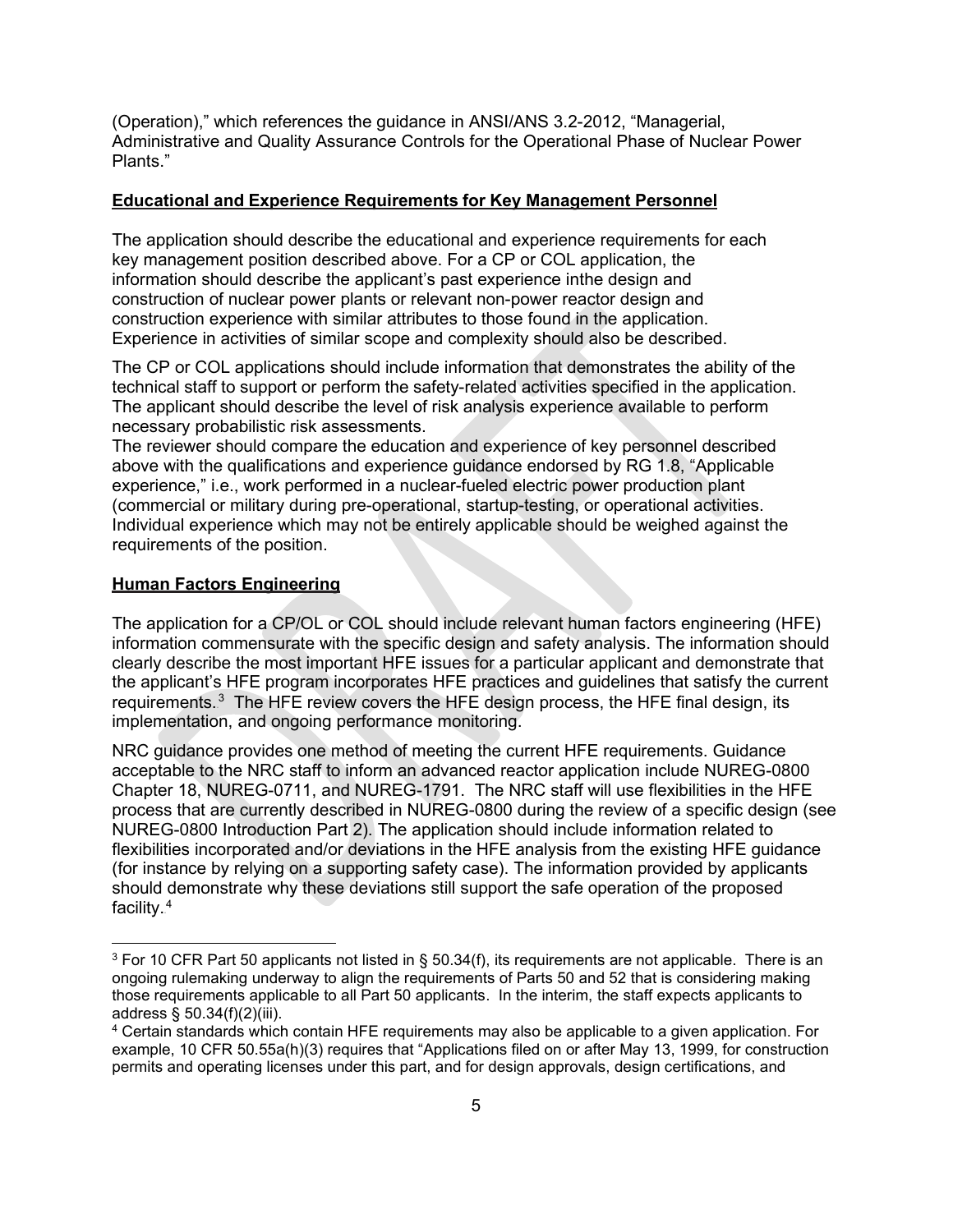(Operation)," which references the guidance in ANSI/ANS 3.2-2012, "Managerial, Administrative and Quality Assurance Controls for the Operational Phase of Nuclear Power Plants."

**Educational and Experience Requirements for Key Management Personnel**

The application should describe the educational and experience requirements for each key management position described above. For a CP or COL application, the information should describe the applicant's past experience inthe design and construction of nuclear power plants or relevant non-power reactor design and construction experience with similar attributes to those found in the application. Experience in activities of similar scope and complexity should also be described.

The CP or COL applications should include information that demonstrates the ability of the technical staff to support or perform the safety-related activities specified in the application. The applicant should describe the level of risk analysis experience available to perform necessary probabilistic risk assessments.

The reviewer should compare the education and experience of key personnel described above with the qualifications and experience guidance endorsed by RG 1.8, "Applicable experience," i.e., work performed in a nuclear-fueled electric power production plant (commercial or military during pre-operational, startup-testing, or operational activities. Individual experience which may not be entirely applicable should be weighed against the requirements of the position.

**Human Factors Engineering**

The application for a CP/OL or COL should include relevant human factors engineering (HFE) information commensurate with the specific design and safety analysis. The information should clearly describe the most important HFE issues for a particular applicant and demonstrate that the applicant's HFE program incorporates HFE practices and guidelines that satisfy the current requirements.[3] The HFE review covers the HFE design process, the HFE final design, its implementation, and ongoing performance monitoring.

NRC guidance provides one method of meeting the current HFE requirements. Guidance acceptable to the NRC staff to inform an advanced reactor application include NUREG-0800 Chapter 18, NUREG-0711, and NUREG-1791. The NRC staff will use flexibilities in the HFE process that are currently described in NUREG-0800 during the review of a specific design (see NUREG-0800 Introduction Part 2). The application should include information related to flexibilities incorporated and/or deviations in the HFE analysis from the existing HFE guidance (for instance by relying on a supporting safety case). The information provided by applicants should demonstrate why these deviations still support the safe operation of the proposed facility.[4]

---

[3] For 10 CFR Part 50 applicants not listed in § 50.34(f), its requirements are not applicable. There is an ongoing rulemaking underway to align the requirements of Parts 50 and 52 that is considering making those requirements applicable to all Part 50 applicants. In the interim, the staff expects applicants to address § 50.34(f)(2)(iii).

[4] Certain standards which contain HFE requirements may also be applicable to a given application. For example, 10 CFR 50.55a(h)(3) requires that "Applications filed on or after May 13, 1999, for construction permits and operating licenses under this part, and for design approvals, design certifications, and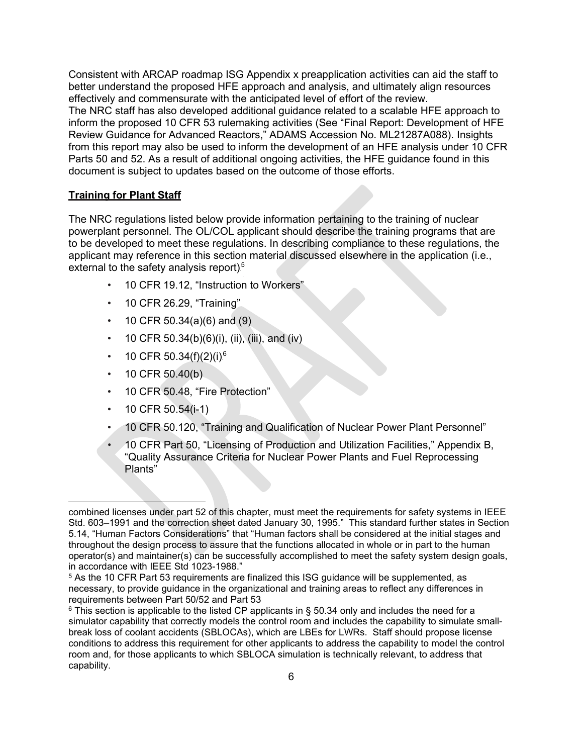Consistent with ARCAP roadmap ISG Appendix x preapplication activities can aid the staff to better understand the proposed HFE approach and analysis, and ultimately align resources effectively and commensurate with the anticipated level of effort of the review.
The NRC staff has also developed additional guidance related to a scalable HFE approach to inform the proposed 10 CFR 53 rulemaking activities (See "Final Report: Development of HFE Review Guidance for Advanced Reactors," ADAMS Accession No. ML21287A088). Insights from this report may also be used to inform the development of an HFE analysis under 10 CFR Parts 50 and 52. As a result of additional ongoing activities, the HFE guidance found in this document is subject to updates based on the outcome of those efforts.

**Training for Plant Staff**

The NRC regulations listed below provide information pertaining to the training of nuclear powerplant personnel. The OL/COL applicant should describe the training programs that are to be developed to meet these regulations. In describing compliance to these regulations, the applicant may reference in this section material discussed elsewhere in the application (i.e., external to the safety analysis report).[5]

- 10 CFR 19.12, "Instruction to Workers"
- 10 CFR 26.29, "Training"
- 10 CFR 50.34(a)(6) and (9)
- 10 CFR 50.34(b)(6)(i), (ii), (iii), and (iv)
- 10 CFR 50.34(f)(2)(i)[6]
- 10 CFR 50.40(b)
- 10 CFR 50.48, "Fire Protection"
- 10 CFR 50.54(i-1)
- 10 CFR 50.120, "Training and Qualification of Nuclear Power Plant Personnel"
- 10 CFR Part 50, "Licensing of Production and Utilization Facilities," Appendix B, "Quality Assurance Criteria for Nuclear Power Plants and Fuel Reprocessing Plants"

---

combined licenses under part 52 of this chapter, must meet the requirements for safety systems in IEEE Std. 603–1991 and the correction sheet dated January 30, 1995." This standard further states in Section 5.14, "Human Factors Considerations" that "Human factors shall be considered at the initial stages and throughout the design process to assure that the functions allocated in whole or in part to the human operator(s) and maintainer(s) can be successfully accomplished to meet the safety system design goals, in accordance with IEEE Std 1023-1988."

[5] As the 10 CFR Part 53 requirements are finalized this ISG guidance will be supplemented, as necessary, to provide guidance in the organizational and training areas to reflect any differences in requirements between Part 50/52 and Part 53

[6] This section is applicable to the listed CP applicants in § 50.34 only and includes the need for a simulator capability that correctly models the control room and includes the capability to simulate small-break loss of coolant accidents (SBLOCAs), which are LBEs for LWRs. Staff should propose license conditions to address this requirement for other applicants to address the capability to model the control room and, for those applicants to which SBLOCA simulation is technically relevant, to address that capability.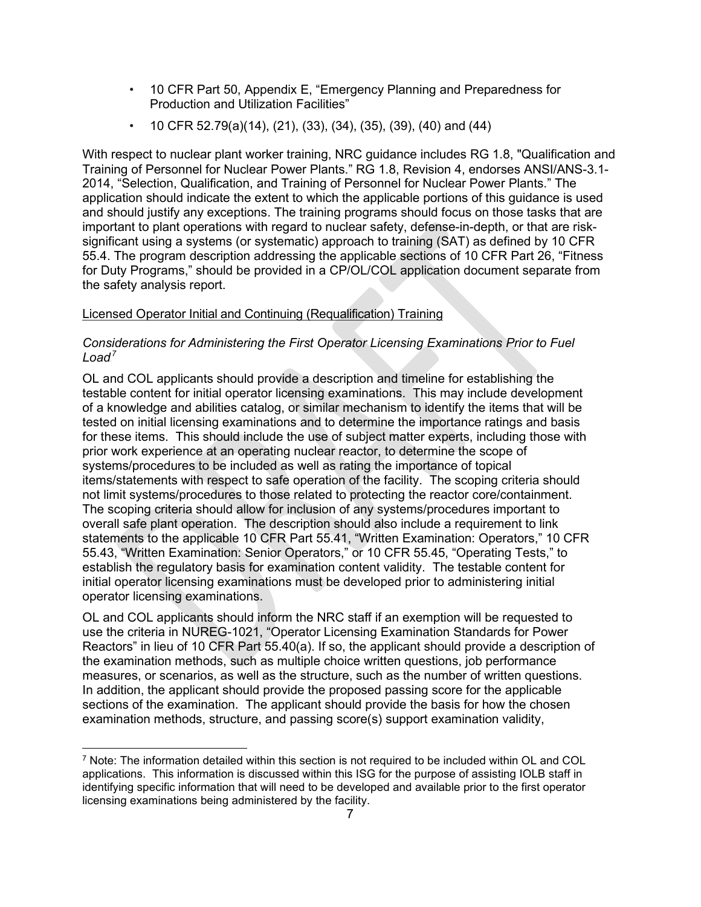- 10 CFR Part 50, Appendix E, "Emergency Planning and Preparedness for Production and Utilization Facilities"
- 10 CFR 52.79(a)(14), (21), (33), (34), (35), (39), (40) and (44)

With respect to nuclear plant worker training, NRC guidance includes RG 1.8, "Qualification and Training of Personnel for Nuclear Power Plants." RG 1.8, Revision 4, endorses ANSI/ANS-3.1-2014, "Selection, Qualification, and Training of Personnel for Nuclear Power Plants." The application should indicate the extent to which the applicable portions of this guidance is used and should justify any exceptions. The training programs should focus on those tasks that are important to plant operations with regard to nuclear safety, defense-in-depth, or that are risk-significant using a systems (or systematic) approach to training (SAT) as defined by 10 CFR 55.4. The program description addressing the applicable sections of 10 CFR Part 26, "Fitness for Duty Programs," should be provided in a CP/OL/COL application document separate from the safety analysis report.

<u>Licensed Operator Initial and Continuing (Requalification) Training</u>

*Considerations for Administering the First Operator Licensing Examinations Prior to Fuel Load*[7]

OL and COL applicants should provide a description and timeline for establishing the testable content for initial operator licensing examinations. This may include development of a knowledge and abilities catalog, or similar mechanism to identify the items that will be tested on initial licensing examinations and to determine the importance ratings and basis for these items. This should include the use of subject matter experts, including those with prior work experience at an operating nuclear reactor, to determine the scope of systems/procedures to be included as well as rating the importance of topical items/statements with respect to safe operation of the facility. The scoping criteria should not limit systems/procedures to those related to protecting the reactor core/containment. The scoping criteria should allow for inclusion of any systems/procedures important to overall safe plant operation. The description should also include a requirement to link statements to the applicable 10 CFR Part 55.41, "Written Examination: Operators," 10 CFR 55.43, "Written Examination: Senior Operators," or 10 CFR 55.45, "Operating Tests," to establish the regulatory basis for examination content validity. The testable content for initial operator licensing examinations must be developed prior to administering initial operator licensing examinations.

OL and COL applicants should inform the NRC staff if an exemption will be requested to use the criteria in NUREG-1021, "Operator Licensing Examination Standards for Power Reactors" in lieu of 10 CFR Part 55.40(a). If so, the applicant should provide a description of the examination methods, such as multiple choice written questions, job performance measures, or scenarios, as well as the structure, such as the number of written questions. In addition, the applicant should provide the proposed passing score for the applicable sections of the examination. The applicant should provide the basis for how the chosen examination methods, structure, and passing score(s) support examination validity,

[7] Note: The information detailed within this section is not required to be included within OL and COL applications. This information is discussed within this ISG for the purpose of assisting IOLB staff in identifying specific information that will need to be developed and available prior to the first operator licensing examinations being administered by the facility.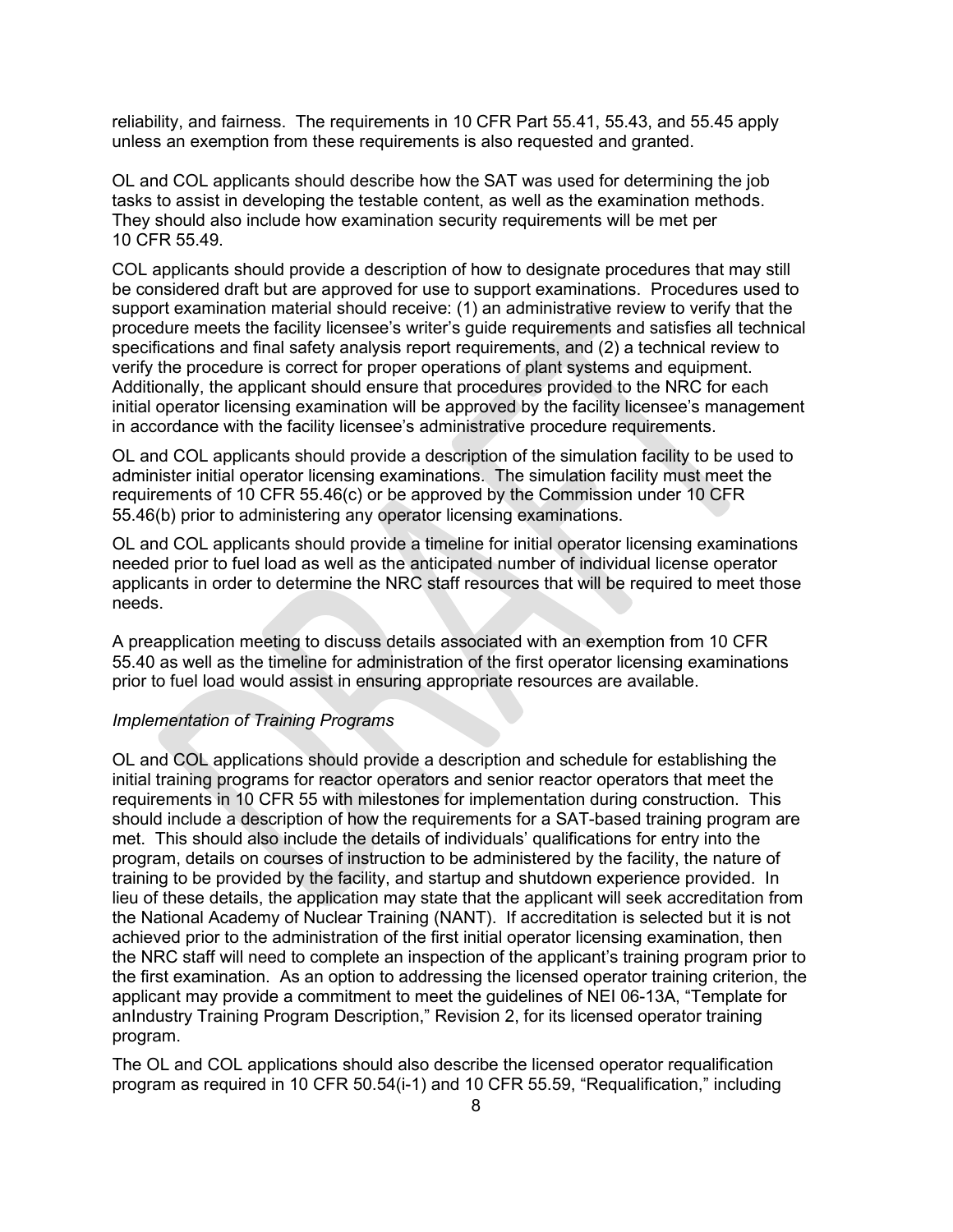reliability, and fairness. The requirements in 10 CFR Part 55.41, 55.43, and 55.45 apply unless an exemption from these requirements is also requested and granted.

OL and COL applicants should describe how the SAT was used for determining the job tasks to assist in developing the testable content, as well as the examination methods. They should also include how examination security requirements will be met per 10 CFR 55.49.

COL applicants should provide a description of how to designate procedures that may still be considered draft but are approved for use to support examinations. Procedures used to support examination material should receive: (1) an administrative review to verify that the procedure meets the facility licensee's writer's guide requirements and satisfies all technical specifications and final safety analysis report requirements, and (2) a technical review to verify the procedure is correct for proper operations of plant systems and equipment. Additionally, the applicant should ensure that procedures provided to the NRC for each initial operator licensing examination will be approved by the facility licensee's management in accordance with the facility licensee's administrative procedure requirements.

OL and COL applicants should provide a description of the simulation facility to be used to administer initial operator licensing examinations. The simulation facility must meet the requirements of 10 CFR 55.46(c) or be approved by the Commission under 10 CFR 55.46(b) prior to administering any operator licensing examinations.

OL and COL applicants should provide a timeline for initial operator licensing examinations needed prior to fuel load as well as the anticipated number of individual license operator applicants in order to determine the NRC staff resources that will be required to meet those needs.

A preapplication meeting to discuss details associated with an exemption from 10 CFR 55.40 as well as the timeline for administration of the first operator licensing examinations prior to fuel load would assist in ensuring appropriate resources are available.

*Implementation of Training Programs*

OL and COL applications should provide a description and schedule for establishing the initial training programs for reactor operators and senior reactor operators that meet the requirements in 10 CFR 55 with milestones for implementation during construction. This should include a description of how the requirements for a SAT-based training program are met. This should also include the details of individuals' qualifications for entry into the program, details on courses of instruction to be administered by the facility, the nature of training to be provided by the facility, and startup and shutdown experience provided. In lieu of these details, the application may state that the applicant will seek accreditation from the National Academy of Nuclear Training (NANT). If accreditation is selected but it is not achieved prior to the administration of the first initial operator licensing examination, then the NRC staff will need to complete an inspection of the applicant's training program prior to the first examination. As an option to addressing the licensed operator training criterion, the applicant may provide a commitment to meet the guidelines of NEI 06-13A, "Template for anIndustry Training Program Description," Revision 2, for its licensed operator training program.

The OL and COL applications should also describe the licensed operator requalification program as required in 10 CFR 50.54(i-1) and 10 CFR 55.59, "Requalification," including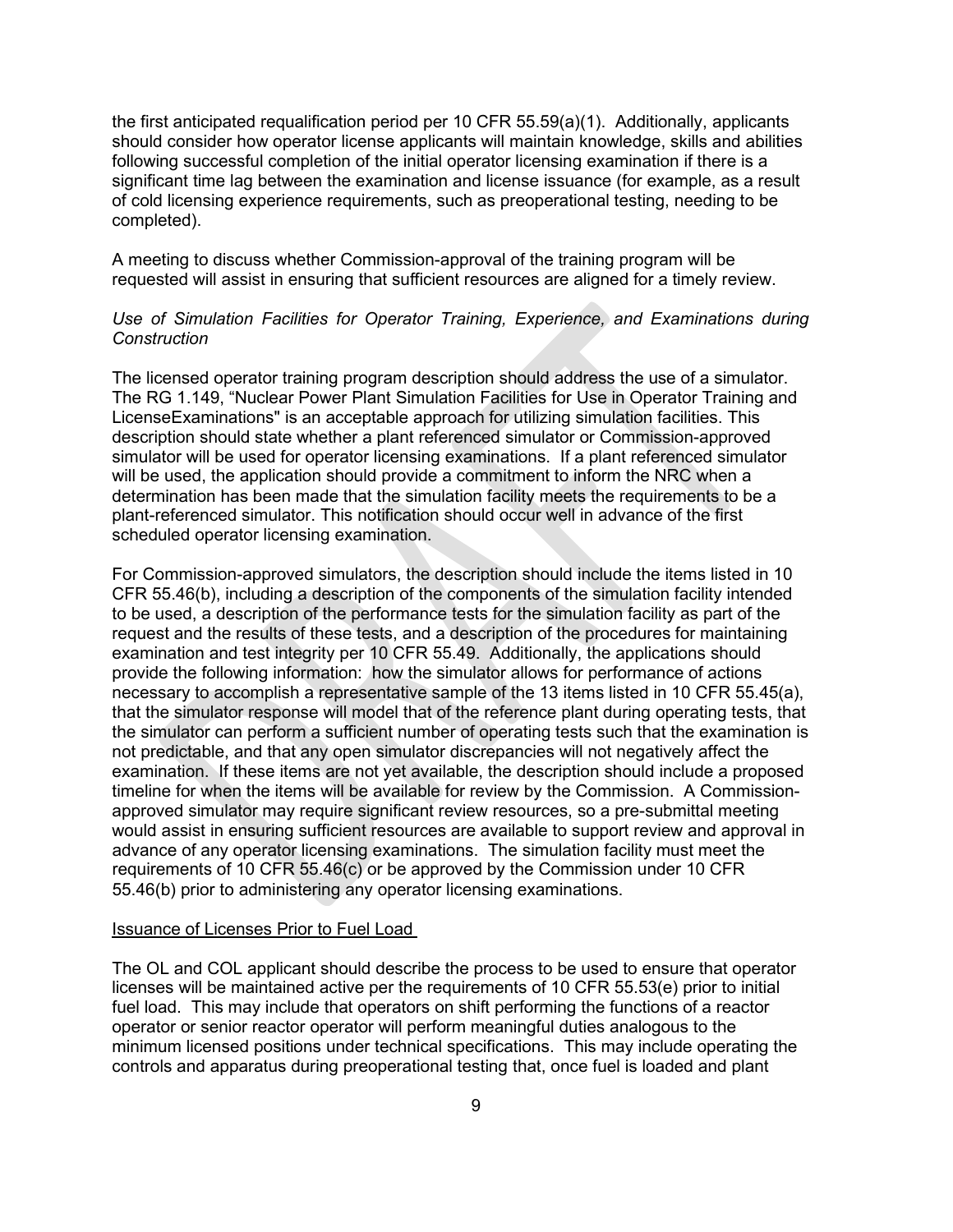the first anticipated requalification period per 10 CFR 55.59(a)(1). Additionally, applicants should consider how operator license applicants will maintain knowledge, skills and abilities following successful completion of the initial operator licensing examination if there is a significant time lag between the examination and license issuance (for example, as a result of cold licensing experience requirements, such as preoperational testing, needing to be completed).

A meeting to discuss whether Commission-approval of the training program will be requested will assist in ensuring that sufficient resources are aligned for a timely review.

*Use of Simulation Facilities for Operator Training, Experience, and Examinations during Construction*

The licensed operator training program description should address the use of a simulator. The RG 1.149, "Nuclear Power Plant Simulation Facilities for Use in Operator Training and LicenseExaminations" is an acceptable approach for utilizing simulation facilities. This description should state whether a plant referenced simulator or Commission-approved simulator will be used for operator licensing examinations. If a plant referenced simulator will be used, the application should provide a commitment to inform the NRC when a determination has been made that the simulation facility meets the requirements to be a plant-referenced simulator. This notification should occur well in advance of the first scheduled operator licensing examination.

For Commission-approved simulators, the description should include the items listed in 10 CFR 55.46(b), including a description of the components of the simulation facility intended to be used, a description of the performance tests for the simulation facility as part of the request and the results of these tests, and a description of the procedures for maintaining examination and test integrity per 10 CFR 55.49. Additionally, the applications should provide the following information: how the simulator allows for performance of actions necessary to accomplish a representative sample of the 13 items listed in 10 CFR 55.45(a), that the simulator response will model that of the reference plant during operating tests, that the simulator can perform a sufficient number of operating tests such that the examination is not predictable, and that any open simulator discrepancies will not negatively affect the examination. If these items are not yet available, the description should include a proposed timeline for when the items will be available for review by the Commission. A Commission-approved simulator may require significant review resources, so a pre-submittal meeting would assist in ensuring sufficient resources are available to support review and approval in advance of any operator licensing examinations. The simulation facility must meet the requirements of 10 CFR 55.46(c) or be approved by the Commission under 10 CFR 55.46(b) prior to administering any operator licensing examinations.

<u>Issuance of Licenses Prior to Fuel Load</u>

The OL and COL applicant should describe the process to be used to ensure that operator licenses will be maintained active per the requirements of 10 CFR 55.53(e) prior to initial fuel load. This may include that operators on shift performing the functions of a reactor operator or senior reactor operator will perform meaningful duties analogous to the minimum licensed positions under technical specifications. This may include operating the controls and apparatus during preoperational testing that, once fuel is loaded and plant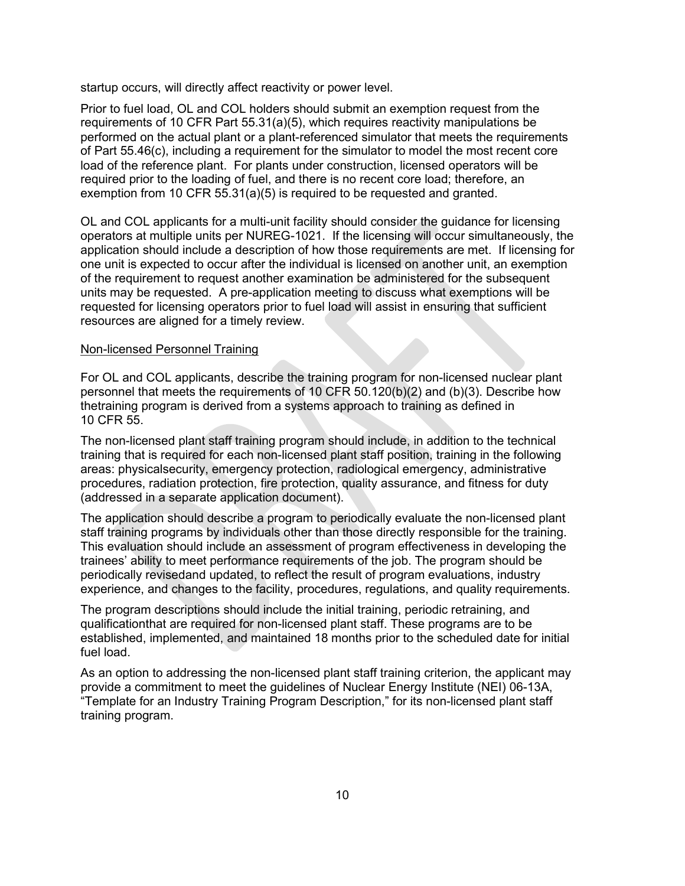startup occurs, will directly affect reactivity or power level.

Prior to fuel load, OL and COL holders should submit an exemption request from the requirements of 10 CFR Part 55.31(a)(5), which requires reactivity manipulations be performed on the actual plant or a plant-referenced simulator that meets the requirements of Part 55.46(c), including a requirement for the simulator to model the most recent core load of the reference plant. For plants under construction, licensed operators will be required prior to the loading of fuel, and there is no recent core load; therefore, an exemption from 10 CFR 55.31(a)(5) is required to be requested and granted.

OL and COL applicants for a multi-unit facility should consider the guidance for licensing operators at multiple units per NUREG-1021. If the licensing will occur simultaneously, the application should include a description of how those requirements are met. If licensing for one unit is expected to occur after the individual is licensed on another unit, an exemption of the requirement to request another examination be administered for the subsequent units may be requested. A pre-application meeting to discuss what exemptions will be requested for licensing operators prior to fuel load will assist in ensuring that sufficient resources are aligned for a timely review.

Non-licensed Personnel Training

For OL and COL applicants, describe the training program for non-licensed nuclear plant personnel that meets the requirements of 10 CFR 50.120(b)(2) and (b)(3). Describe how thetraining program is derived from a systems approach to training as defined in 10 CFR 55.

The non-licensed plant staff training program should include, in addition to the technical training that is required for each non-licensed plant staff position, training in the following areas: physicalsecurity, emergency protection, radiological emergency, administrative procedures, radiation protection, fire protection, quality assurance, and fitness for duty (addressed in a separate application document).

The application should describe a program to periodically evaluate the non-licensed plant staff training programs by individuals other than those directly responsible for the training. This evaluation should include an assessment of program effectiveness in developing the trainees' ability to meet performance requirements of the job. The program should be periodically revisedand updated, to reflect the result of program evaluations, industry experience, and changes to the facility, procedures, regulations, and quality requirements.

The program descriptions should include the initial training, periodic retraining, and qualificationthat are required for non-licensed plant staff. These programs are to be established, implemented, and maintained 18 months prior to the scheduled date for initial fuel load.

As an option to addressing the non-licensed plant staff training criterion, the applicant may provide a commitment to meet the guidelines of Nuclear Energy Institute (NEI) 06-13A, "Template for an Industry Training Program Description," for its non-licensed plant staff training program.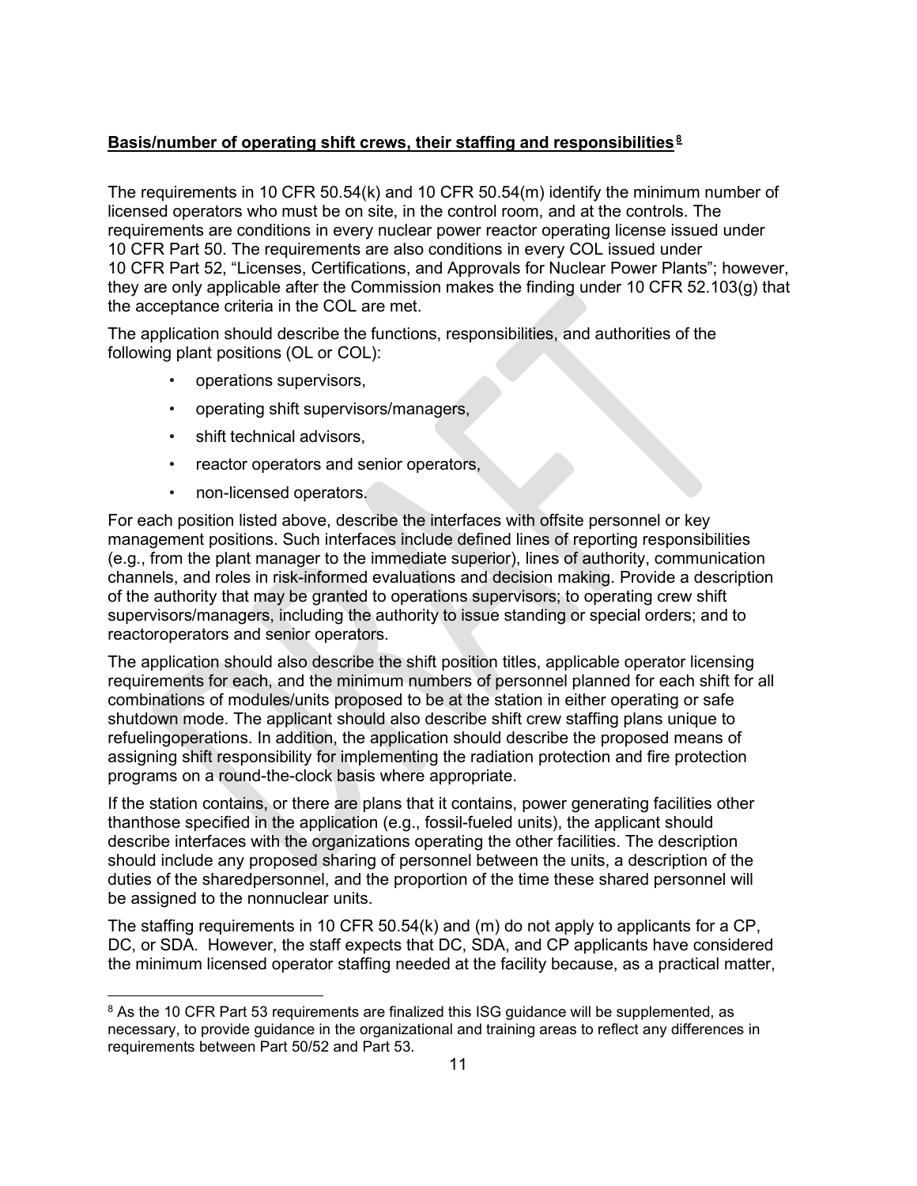**Basis/number of operating shift crews, their staffing and responsibilities**[8]

The requirements in 10 CFR 50.54(k) and 10 CFR 50.54(m) identify the minimum number of licensed operators who must be on site, in the control room, and at the controls. The requirements are conditions in every nuclear power reactor operating license issued under 10 CFR Part 50. The requirements are also conditions in every COL issued under 10 CFR Part 52, "Licenses, Certifications, and Approvals for Nuclear Power Plants"; however, they are only applicable after the Commission makes the finding under 10 CFR 52.103(g) that the acceptance criteria in the COL are met.

The application should describe the functions, responsibilities, and authorities of the following plant positions (OL or COL):

- operations supervisors,
- operating shift supervisors/managers,
- shift technical advisors,
- reactor operators and senior operators,
- non-licensed operators.

For each position listed above, describe the interfaces with offsite personnel or key management positions. Such interfaces include defined lines of reporting responsibilities (e.g., from the plant manager to the immediate superior), lines of authority, communication channels, and roles in risk-informed evaluations and decision making. Provide a description of the authority that may be granted to operations supervisors; to operating crew shift supervisors/managers, including the authority to issue standing or special orders; and to reactoroperators and senior operators.

The application should also describe the shift position titles, applicable operator licensing requirements for each, and the minimum numbers of personnel planned for each shift for all combinations of modules/units proposed to be at the station in either operating or safe shutdown mode. The applicant should also describe shift crew staffing plans unique to refuelingoperations. In addition, the application should describe the proposed means of assigning shift responsibility for implementing the radiation protection and fire protection programs on a round-the-clock basis where appropriate.

If the station contains, or there are plans that it contains, power generating facilities other thanthose specified in the application (e.g., fossil-fueled units), the applicant should describe interfaces with the organizations operating the other facilities. The description should include any proposed sharing of personnel between the units, a description of the duties of the sharedpersonnel, and the proportion of the time these shared personnel will be assigned to the nonnuclear units.

The staffing requirements in 10 CFR 50.54(k) and (m) do not apply to applicants for a CP, DC, or SDA. However, the staff expects that DC, SDA, and CP applicants have considered the minimum licensed operator staffing needed at the facility because, as a practical matter,

[8] As the 10 CFR Part 53 requirements are finalized this ISG guidance will be supplemented, as necessary, to provide guidance in the organizational and training areas to reflect any differences in requirements between Part 50/52 and Part 53.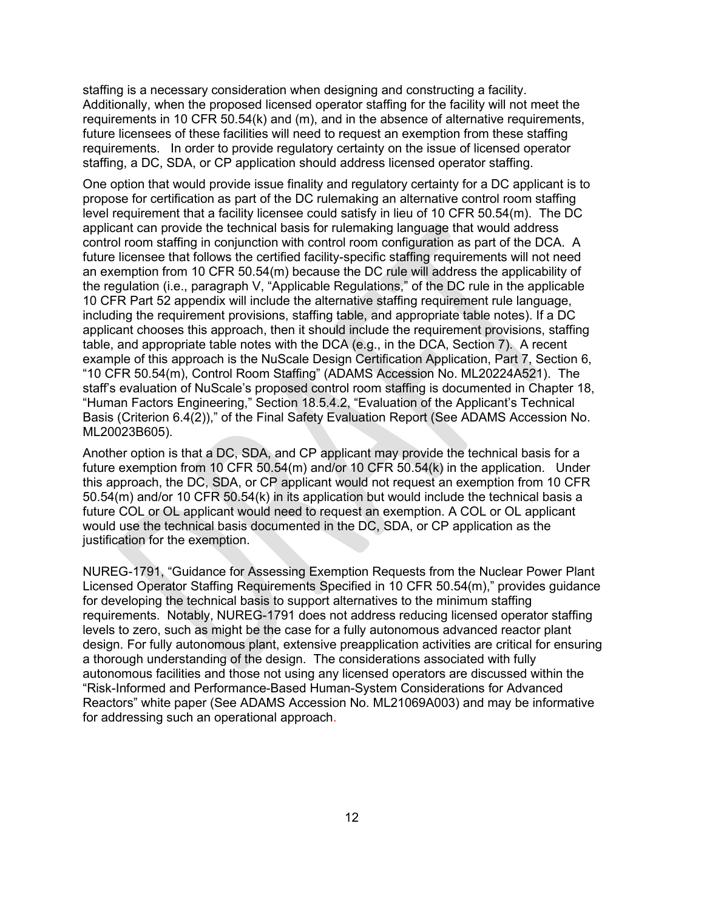staffing is a necessary consideration when designing and constructing a facility. Additionally, when the proposed licensed operator staffing for the facility will not meet the requirements in 10 CFR 50.54(k) and (m), and in the absence of alternative requirements, future licensees of these facilities will need to request an exemption from these staffing requirements. In order to provide regulatory certainty on the issue of licensed operator staffing, a DC, SDA, or CP application should address licensed operator staffing.

One option that would provide issue finality and regulatory certainty for a DC applicant is to propose for certification as part of the DC rulemaking an alternative control room staffing level requirement that a facility licensee could satisfy in lieu of 10 CFR 50.54(m). The DC applicant can provide the technical basis for rulemaking language that would address control room staffing in conjunction with control room configuration as part of the DCA. A future licensee that follows the certified facility-specific staffing requirements will not need an exemption from 10 CFR 50.54(m) because the DC rule will address the applicability of the regulation (i.e., paragraph V, "Applicable Regulations," of the DC rule in the applicable 10 CFR Part 52 appendix will include the alternative staffing requirement rule language, including the requirement provisions, staffing table, and appropriate table notes). If a DC applicant chooses this approach, then it should include the requirement provisions, staffing table, and appropriate table notes with the DCA (e.g., in the DCA, Section 7). A recent example of this approach is the NuScale Design Certification Application, Part 7, Section 6, "10 CFR 50.54(m), Control Room Staffing" (ADAMS Accession No. ML20224A521). The staff's evaluation of NuScale's proposed control room staffing is documented in Chapter 18, "Human Factors Engineering," Section 18.5.4.2, "Evaluation of the Applicant's Technical Basis (Criterion 6.4(2))," of the Final Safety Evaluation Report (See ADAMS Accession No. ML20023B605).

Another option is that a DC, SDA, and CP applicant may provide the technical basis for a future exemption from 10 CFR 50.54(m) and/or 10 CFR 50.54(k) in the application. Under this approach, the DC, SDA, or CP applicant would not request an exemption from 10 CFR 50.54(m) and/or 10 CFR 50.54(k) in its application but would include the technical basis a future COL or OL applicant would need to request an exemption. A COL or OL applicant would use the technical basis documented in the DC, SDA, or CP application as the justification for the exemption.

NUREG-1791, "Guidance for Assessing Exemption Requests from the Nuclear Power Plant Licensed Operator Staffing Requirements Specified in 10 CFR 50.54(m)," provides guidance for developing the technical basis to support alternatives to the minimum staffing requirements. Notably, NUREG-1791 does not address reducing licensed operator staffing levels to zero, such as might be the case for a fully autonomous advanced reactor plant design. For fully autonomous plant, extensive preapplication activities are critical for ensuring a thorough understanding of the design. The considerations associated with fully autonomous facilities and those not using any licensed operators are discussed within the "Risk-Informed and Performance-Based Human-System Considerations for Advanced Reactors" white paper (See ADAMS Accession No. ML21069A003) and may be informative for addressing such an operational approach.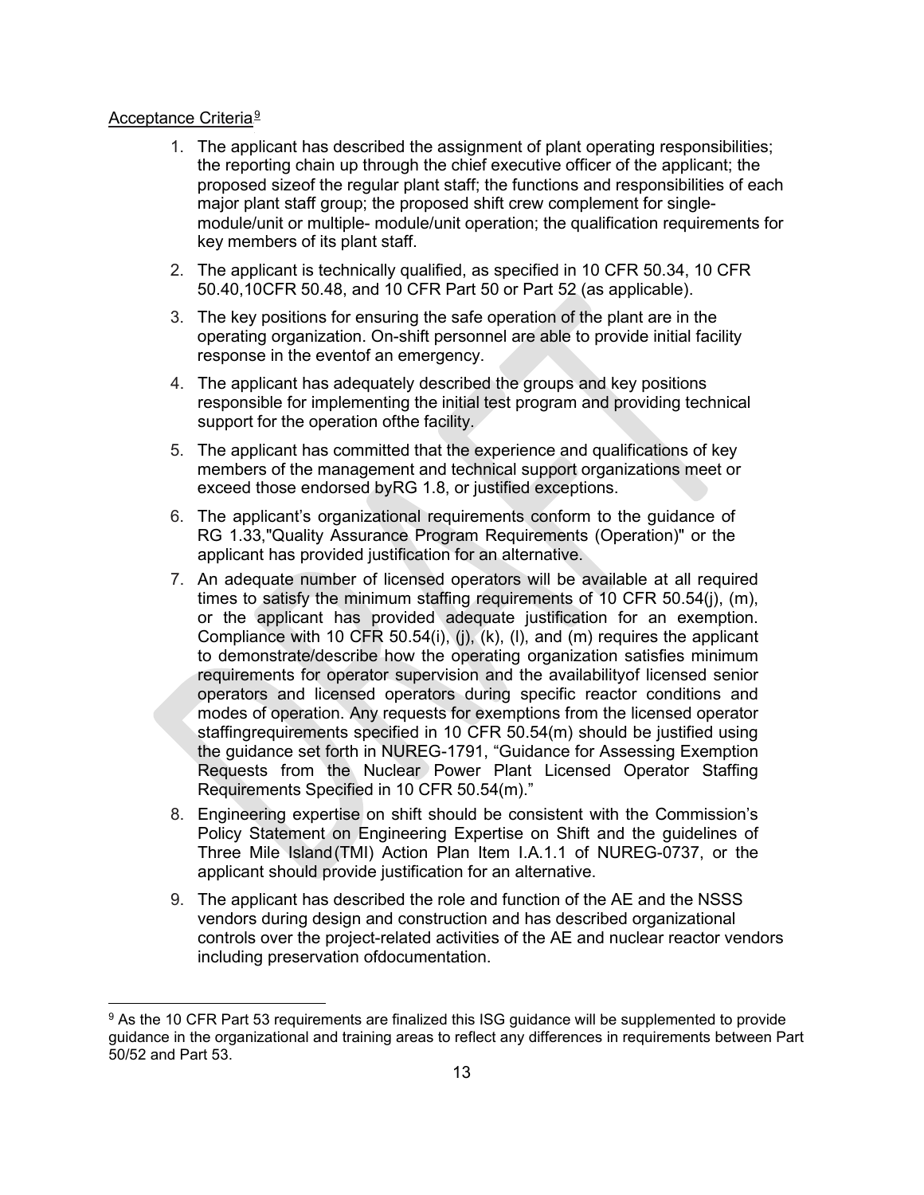<u>Acceptance Criteria</u>[9]

1. The applicant has described the assignment of plant operating responsibilities; the reporting chain up through the chief executive officer of the applicant; the proposed sizeof the regular plant staff; the functions and responsibilities of each major plant staff group; the proposed shift crew complement for single-module/unit or multiple- module/unit operation; the qualification requirements for key members of its plant staff.
2. The applicant is technically qualified, as specified in 10 CFR 50.34, 10 CFR 50.40,10CFR 50.48, and 10 CFR Part 50 or Part 52 (as applicable).
3. The key positions for ensuring the safe operation of the plant are in the operating organization. On-shift personnel are able to provide initial facility response in the eventof an emergency.
4. The applicant has adequately described the groups and key positions responsible for implementing the initial test program and providing technical support for the operation ofthe facility.
5. The applicant has committed that the experience and qualifications of key members of the management and technical support organizations meet or exceed those endorsed byRG 1.8, or justified exceptions.
6. The applicant's organizational requirements conform to the guidance of RG 1.33,"Quality Assurance Program Requirements (Operation)" or the applicant has provided justification for an alternative.
7. An adequate number of licensed operators will be available at all required times to satisfy the minimum staffing requirements of 10 CFR 50.54(j), (m), or the applicant has provided adequate justification for an exemption. Compliance with 10 CFR 50.54(i), (j), (k), (l), and (m) requires the applicant to demonstrate/describe how the operating organization satisfies minimum requirements for operator supervision and the availabilityof licensed senior operators and licensed operators during specific reactor conditions and modes of operation. Any requests for exemptions from the licensed operator staffingrequirements specified in 10 CFR 50.54(m) should be justified using the guidance set forth in NUREG-1791, "Guidance for Assessing Exemption Requests from the Nuclear Power Plant Licensed Operator Staffing Requirements Specified in 10 CFR 50.54(m)."
8. Engineering expertise on shift should be consistent with the Commission's Policy Statement on Engineering Expertise on Shift and the guidelines of Three Mile Island(TMI) Action Plan Item I.A.1.1 of NUREG-0737, or the applicant should provide justification for an alternative.
9. The applicant has described the role and function of the AE and the NSSS vendors during design and construction and has described organizational controls over the project-related activities of the AE and nuclear reactor vendors including preservation ofdocumentation.

---

[9] As the 10 CFR Part 53 requirements are finalized this ISG guidance will be supplemented to provide guidance in the organizational and training areas to reflect any differences in requirements between Part 50/52 and Part 53.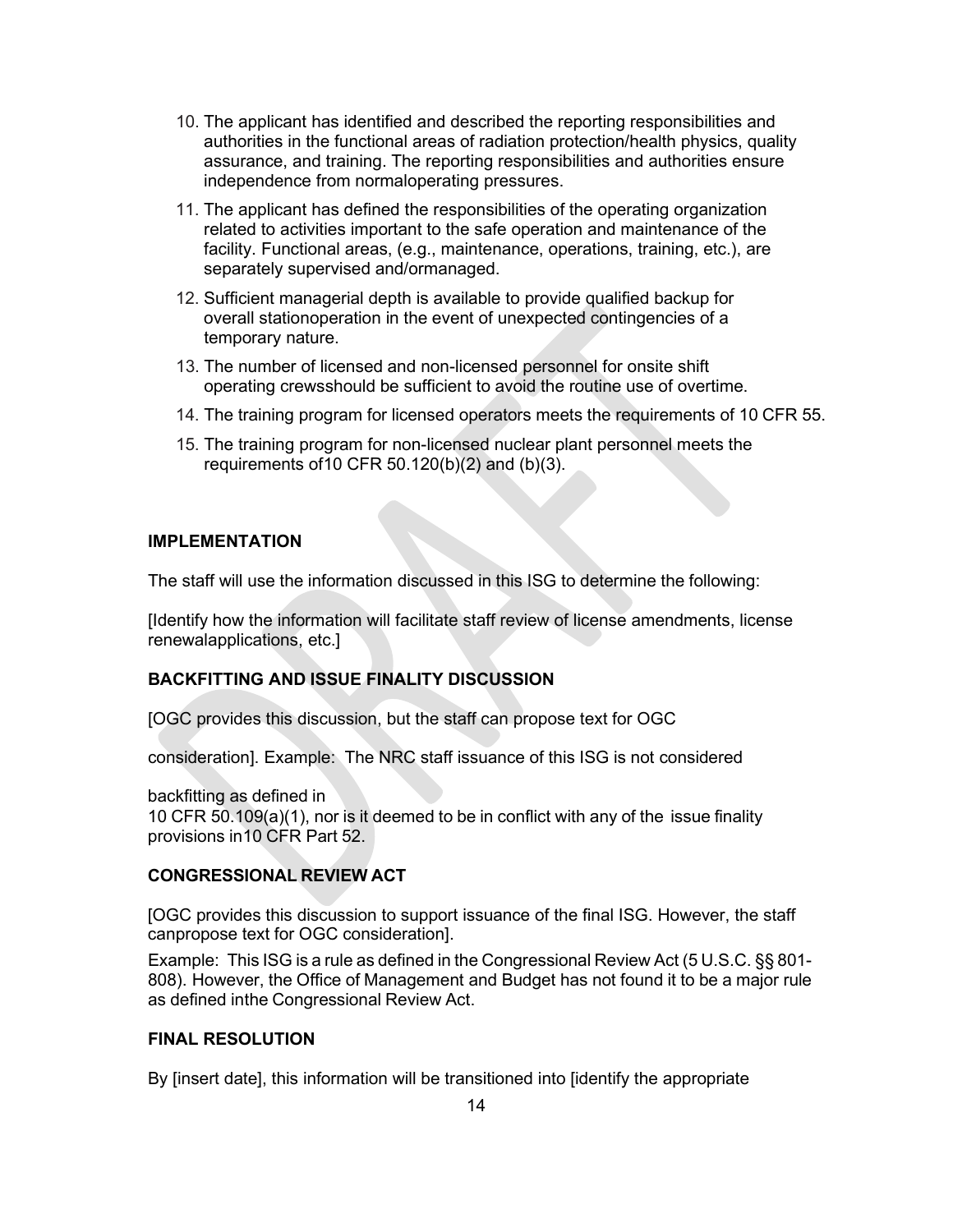10. The applicant has identified and described the reporting responsibilities and authorities in the functional areas of radiation protection/health physics, quality assurance, and training. The reporting responsibilities and authorities ensure independence from normaloperating pressures.
11. The applicant has defined the responsibilities of the operating organization related to activities important to the safe operation and maintenance of the facility. Functional areas, (e.g., maintenance, operations, training, etc.), are separately supervised and/ormanaged.
12. Sufficient managerial depth is available to provide qualified backup for overall stationoperation in the event of unexpected contingencies of a temporary nature.
13. The number of licensed and non-licensed personnel for onsite shift operating crewsshould be sufficient to avoid the routine use of overtime.
14. The training program for licensed operators meets the requirements of 10 CFR 55.
15. The training program for non-licensed nuclear plant personnel meets the requirements of10 CFR 50.120(b)(2) and (b)(3).

## IMPLEMENTATION

The staff will use the information discussed in this ISG to determine the following:

[Identify how the information will facilitate staff review of license amendments, license renewalapplications, etc.]

## BACKFITTING AND ISSUE FINALITY DISCUSSION

[OGC provides this discussion, but the staff can propose text for OGC

consideration]. Example: The NRC staff issuance of this ISG is not considered

backfitting as defined in
10 CFR 50.109(a)(1), nor is it deemed to be in conflict with any of the issue finality provisions in10 CFR Part 52.

## CONGRESSIONAL REVIEW ACT

[OGC provides this discussion to support issuance of the final ISG. However, the staff canpropose text for OGC consideration].

Example: This ISG is a rule as defined in the Congressional Review Act (5 U.S.C. §§ 801-808). However, the Office of Management and Budget has not found it to be a major rule as defined inthe Congressional Review Act.

## FINAL RESOLUTION

By [insert date], this information will be transitioned into [identify the appropriate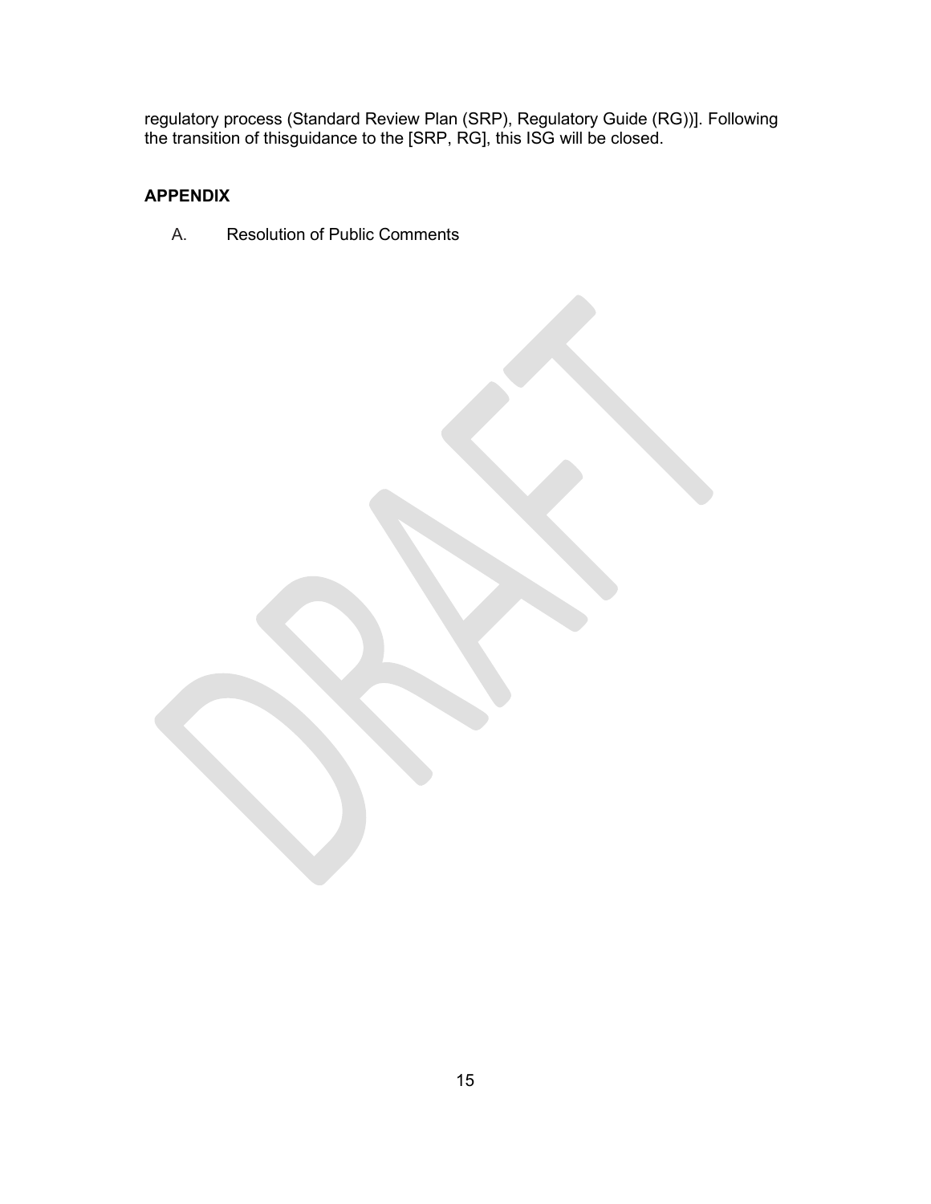regulatory process (Standard Review Plan (SRP), Regulatory Guide (RG))]. Following the transition of thisguidance to the [SRP, RG], this ISG will be closed.

## APPENDIX

A. Resolution of Public Comments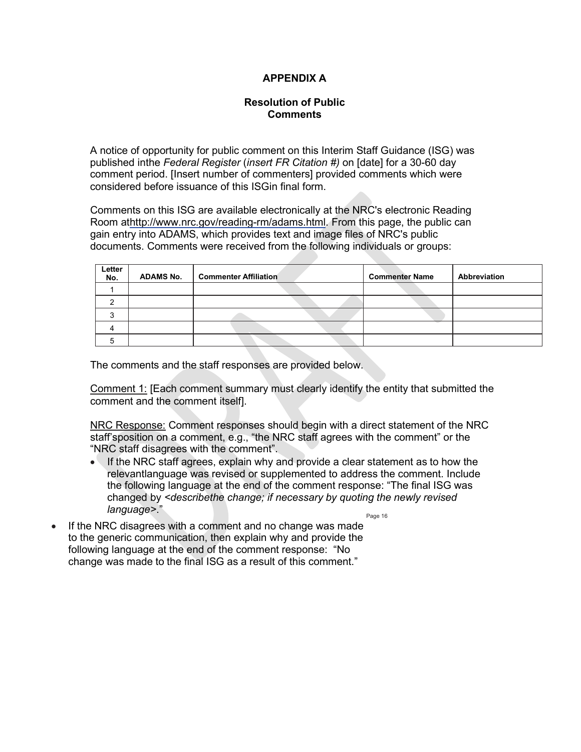# APPENDIX A

## Resolution of Public Comments

A notice of opportunity for public comment on this Interim Staff Guidance (ISG) was published inthe *Federal Register* (*insert FR Citation #)* on [date] for a 30-60 day comment period. [Insert number of commenters] provided comments which were considered before issuance of this ISGin final form.

Comments on this ISG are available electronically at the NRC's electronic Reading Room athttp://www.nrc.gov/reading-rm/adams.html. From this page, the public can gain entry into ADAMS, which provides text and image files of NRC's public documents. Comments were received from the following individuals or groups:

| Letter No. | ADAMS No. | Commenter Affiliation | Commenter Name | Abbreviation |
|---|---|---|---|---|
| 1 | | | | |
| 2 | | | | |
| 3 | | | | |
| 4 | | | | |
| 5 | | | | |

The comments and the staff responses are provided below.

Comment 1: [Each comment summary must clearly identify the entity that submitted the comment and the comment itself].

NRC Response: Comment responses should begin with a direct statement of the NRC staff'sposition on a comment, e.g., "the NRC staff agrees with the comment" or the "NRC staff disagrees with the comment".

- If the NRC staff agrees, explain why and provide a clear statement as to how the relevantlanguage was revised or supplemented to address the comment. Include the following language at the end of the comment response: "The final ISG was changed by *<describethe change; if necessary by quoting the newly revised language>*."
- If the NRC disagrees with a comment and no change was made to the generic communication, then explain why and provide the following language at the end of the comment response: "No change was made to the final ISG as a result of this comment."